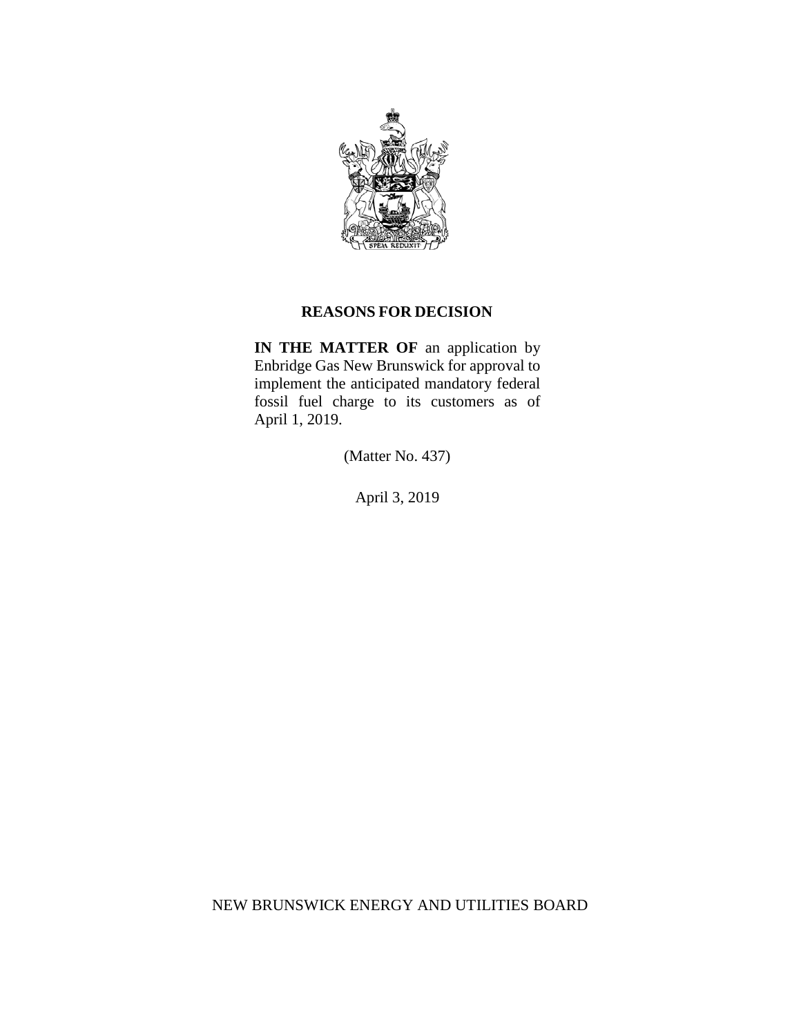# REASONS FOR DECISION

**IN THE MATTER OF** an application by Enbridge Gas New Brunswick for approval to implement the anticipated mandatory federal fossil fuel charge to its customers as of April 1, 2019.

(Matter No. 437)

April 3, 2019

NEW BRUNSWICK ENERGY AND UTILITIES BOARD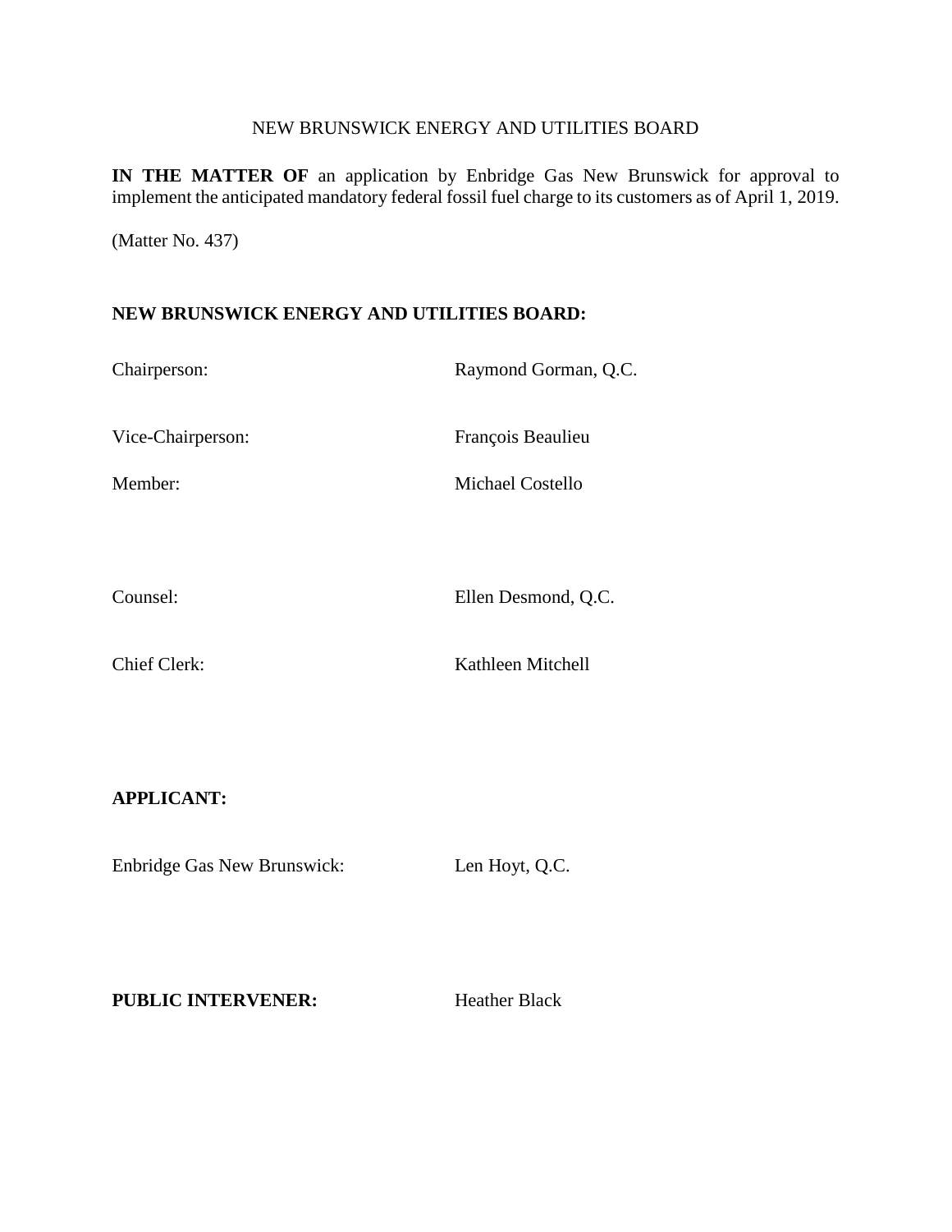NEW BRUNSWICK ENERGY AND UTILITIES BOARD

**IN THE MATTER OF** an application by Enbridge Gas New Brunswick for approval to implement the anticipated mandatory federal fossil fuel charge to its customers as of April 1, 2019.

(Matter No. 437)

**NEW BRUNSWICK ENERGY AND UTILITIES BOARD:**

Chairperson: Raymond Gorman, Q.C.

Vice-Chairperson: François Beaulieu

Member: Michael Costello

Counsel: Ellen Desmond, Q.C.

Chief Clerk: Kathleen Mitchell

**APPLICANT:**

Enbridge Gas New Brunswick: Len Hoyt, Q.C.

**PUBLIC INTERVENER:** Heather Black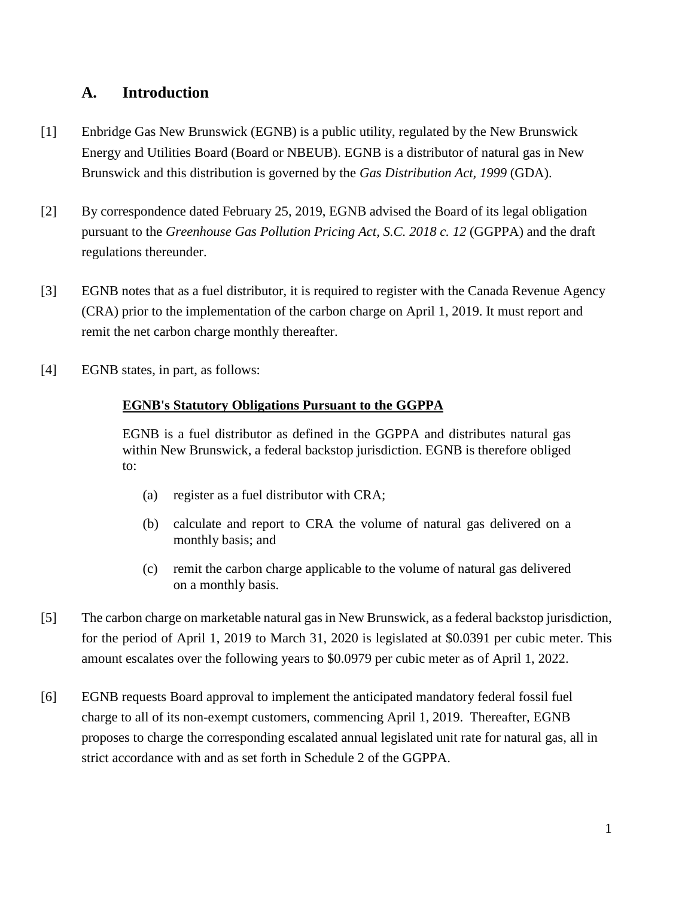## A. Introduction

[1] Enbridge Gas New Brunswick (EGNB) is a public utility, regulated by the New Brunswick Energy and Utilities Board (Board or NBEUB). EGNB is a distributor of natural gas in New Brunswick and this distribution is governed by the *Gas Distribution Act, 1999* (GDA).

[2] By correspondence dated February 25, 2019, EGNB advised the Board of its legal obligation pursuant to the *Greenhouse Gas Pollution Pricing Act, S.C. 2018 c. 12* (GGPPA) and the draft regulations thereunder.

[3] EGNB notes that as a fuel distributor, it is required to register with the Canada Revenue Agency (CRA) prior to the implementation of the carbon charge on April 1, 2019. It must report and remit the net carbon charge monthly thereafter.

[4] EGNB states, in part, as follows:

> **<u>EGNB's Statutory Obligations Pursuant to the GGPPA</u>**
>
> EGNB is a fuel distributor as defined in the GGPPA and distributes natural gas within New Brunswick, a federal backstop jurisdiction. EGNB is therefore obliged to:
>
> (a) register as a fuel distributor with CRA;
>
> (b) calculate and report to CRA the volume of natural gas delivered on a monthly basis; and
>
> (c) remit the carbon charge applicable to the volume of natural gas delivered on a monthly basis.

[5] The carbon charge on marketable natural gas in New Brunswick, as a federal backstop jurisdiction, for the period of April 1, 2019 to March 31, 2020 is legislated at $0.0391 per cubic meter. This amount escalates over the following years to $0.0979 per cubic meter as of April 1, 2022.

[6] EGNB requests Board approval to implement the anticipated mandatory federal fossil fuel charge to all of its non-exempt customers, commencing April 1, 2019. Thereafter, EGNB proposes to charge the corresponding escalated annual legislated unit rate for natural gas, all in strict accordance with and as set forth in Schedule 2 of the GGPPA.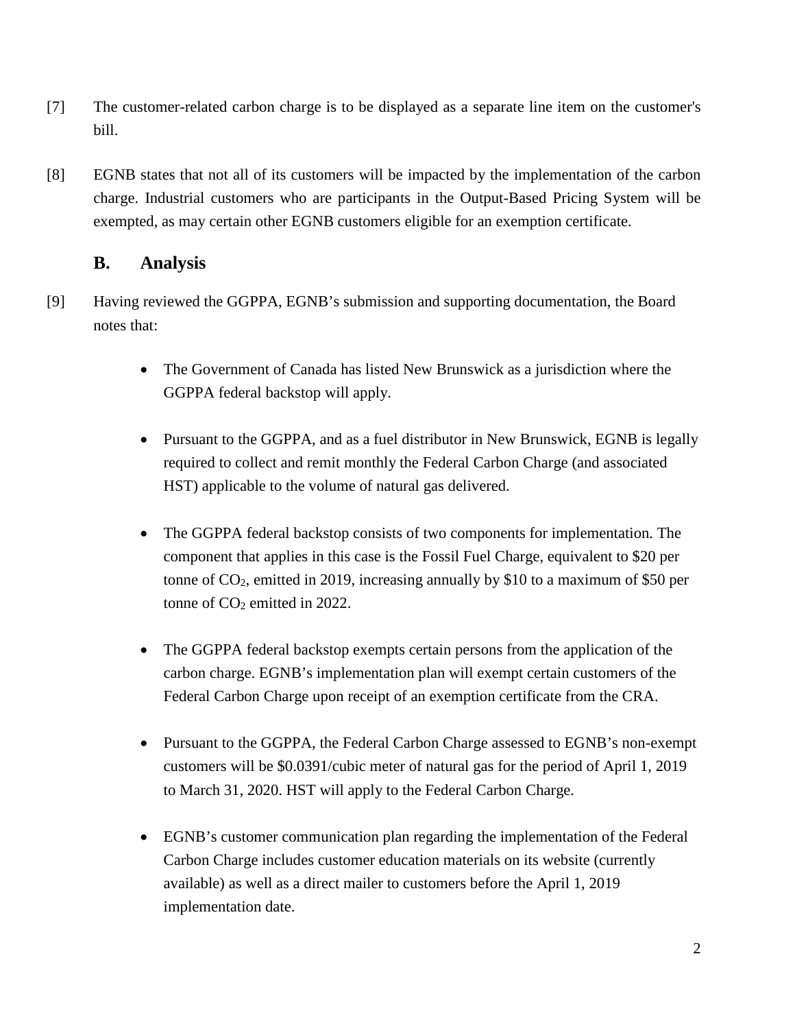[7] The customer-related carbon charge is to be displayed as a separate line item on the customer's bill.

[8] EGNB states that not all of its customers will be impacted by the implementation of the carbon charge. Industrial customers who are participants in the Output-Based Pricing System will be exempted, as may certain other EGNB customers eligible for an exemption certificate.

## B. Analysis

[9] Having reviewed the GGPPA, EGNB's submission and supporting documentation, the Board notes that:

- The Government of Canada has listed New Brunswick as a jurisdiction where the GGPPA federal backstop will apply.
- Pursuant to the GGPPA, and as a fuel distributor in New Brunswick, EGNB is legally required to collect and remit monthly the Federal Carbon Charge (and associated HST) applicable to the volume of natural gas delivered.
- The GGPPA federal backstop consists of two components for implementation. The component that applies in this case is the Fossil Fuel Charge, equivalent to \$20 per tonne of $CO_2$, emitted in 2019, increasing annually by \$10 to a maximum of \$50 per tonne of $CO_2$ emitted in 2022.
- The GGPPA federal backstop exempts certain persons from the application of the carbon charge. EGNB's implementation plan will exempt certain customers of the Federal Carbon Charge upon receipt of an exemption certificate from the CRA.
- Pursuant to the GGPPA, the Federal Carbon Charge assessed to EGNB's non-exempt customers will be \$0.0391/cubic meter of natural gas for the period of April 1, 2019 to March 31, 2020. HST will apply to the Federal Carbon Charge.
- EGNB's customer communication plan regarding the implementation of the Federal Carbon Charge includes customer education materials on its website (currently available) as well as a direct mailer to customers before the April 1, 2019 implementation date.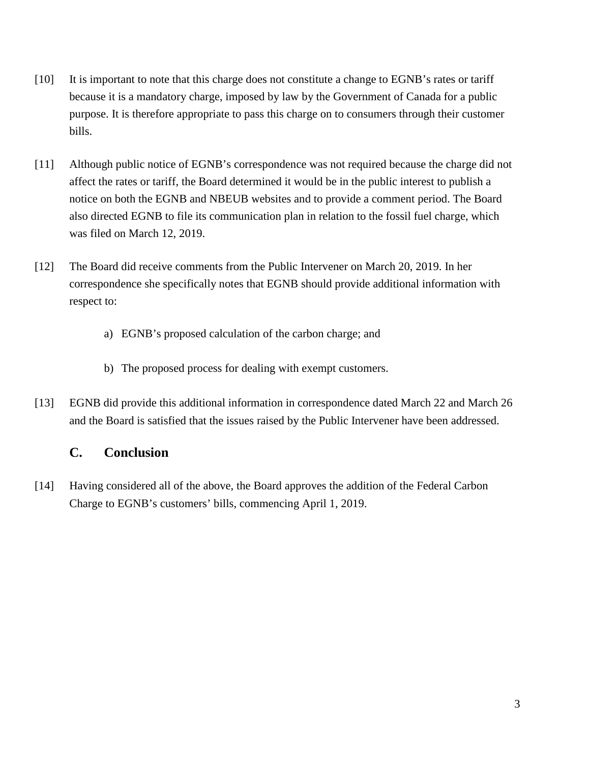[10] It is important to note that this charge does not constitute a change to EGNB's rates or tariff because it is a mandatory charge, imposed by law by the Government of Canada for a public purpose. It is therefore appropriate to pass this charge on to consumers through their customer bills.

[11] Although public notice of EGNB's correspondence was not required because the charge did not affect the rates or tariff, the Board determined it would be in the public interest to publish a notice on both the EGNB and NBEUB websites and to provide a comment period. The Board also directed EGNB to file its communication plan in relation to the fossil fuel charge, which was filed on March 12, 2019.

[12] The Board did receive comments from the Public Intervener on March 20, 2019. In her correspondence she specifically notes that EGNB should provide additional information with respect to:

a) EGNB's proposed calculation of the carbon charge; and

b) The proposed process for dealing with exempt customers.

[13] EGNB did provide this additional information in correspondence dated March 22 and March 26 and the Board is satisfied that the issues raised by the Public Intervener have been addressed.

## C. Conclusion

[14] Having considered all of the above, the Board approves the addition of the Federal Carbon Charge to EGNB's customers' bills, commencing April 1, 2019.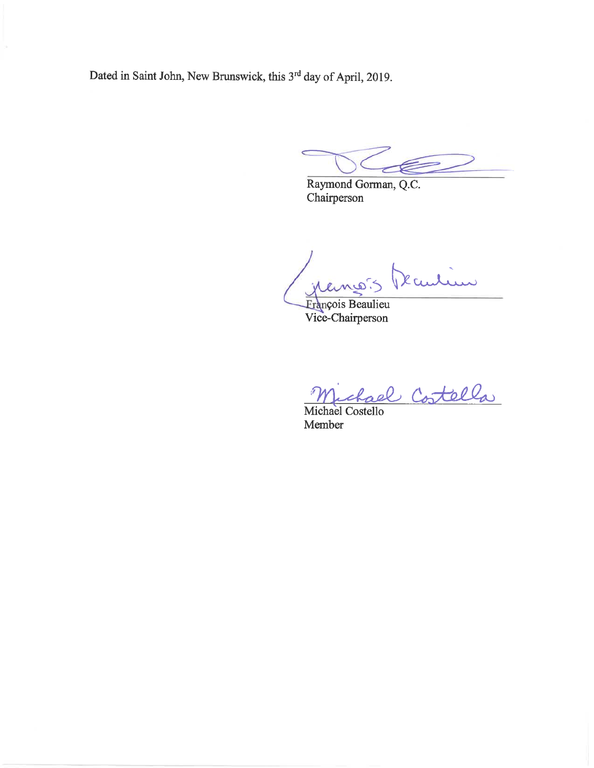Dated in Saint John, New Brunswick, this 3rd day of April, 2019.

Raymond Gorman, Q.C.
Chairperson

François Beaulieu
Vice-Chairperson

Michael Costello
Member